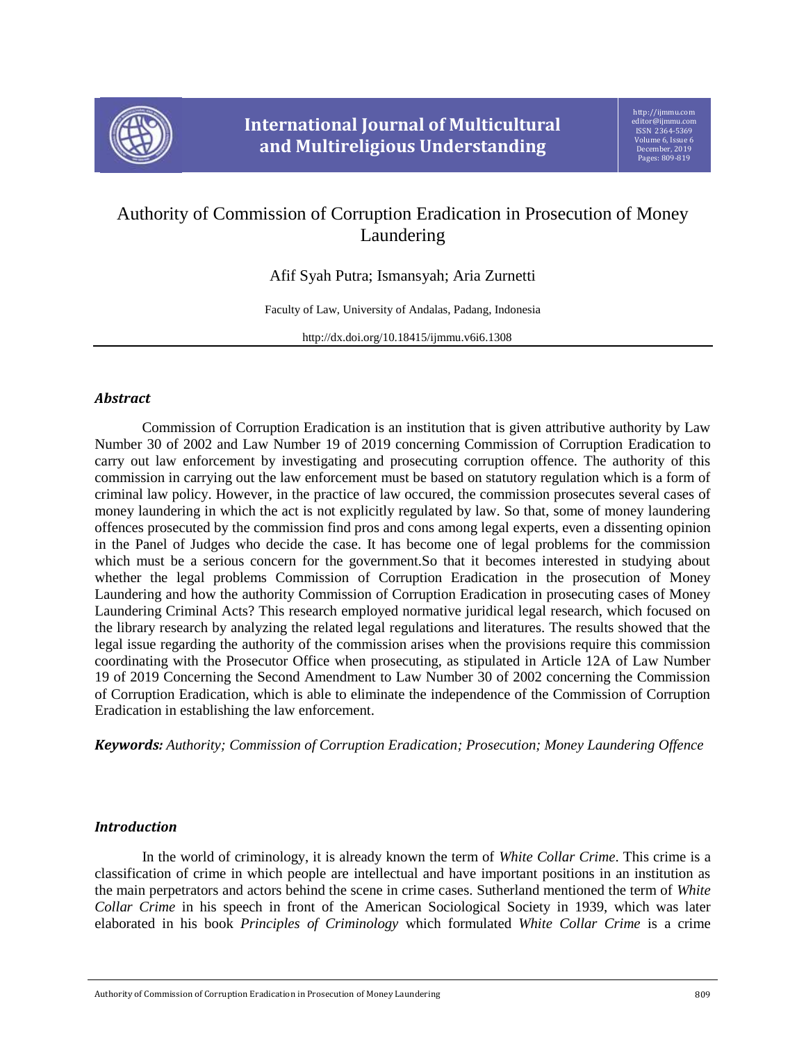# Authority of Commission of Corruption Eradication in Prosecution of Money Laundering

Afif Syah Putra; Ismansyah; Aria Zurnetti

Faculty of Law, University of Andalas, Padang, Indonesia

http://dx.doi.org/10.18415/ijmmu.v6i6.1308

## *Abstract*

Commission of Corruption Eradication is an institution that is given attributive authority by Law Number 30 of 2002 and Law Number 19 of 2019 concerning Commission of Corruption Eradication to carry out law enforcement by investigating and prosecuting corruption offence. The authority of this commission in carrying out the law enforcement must be based on statutory regulation which is a form of criminal law policy. However, in the practice of law occured, the commission prosecutes several cases of money laundering in which the act is not explicitly regulated by law. So that, some of money laundering offences prosecuted by the commission find pros and cons among legal experts, even a dissenting opinion in the Panel of Judges who decide the case. It has become one of legal problems for the commission which must be a serious concern for the government.So that it becomes interested in studying about whether the legal problems Commission of Corruption Eradication in the prosecution of Money Laundering and how the authority Commission of Corruption Eradication in prosecuting cases of Money Laundering Criminal Acts? This research employed normative juridical legal research, which focused on the library research by analyzing the related legal regulations and literatures. The results showed that the legal issue regarding the authority of the commission arises when the provisions require this commission coordinating with the Prosecutor Office when prosecuting, as stipulated in Article 12A of Law Number 19 of 2019 Concerning the Second Amendment to Law Number 30 of 2002 concerning the Commission of Corruption Eradication, which is able to eliminate the independence of the Commission of Corruption Eradication in establishing the law enforcement.

***Keywords:*** *Authority; Commission of Corruption Eradication; Prosecution; Money Laundering Offence*

## *Introduction*

In the world of criminology, it is already known the term of *White Collar Crime*. This crime is a classification of crime in which people are intellectual and have important positions in an institution as the main perpetrators and actors behind the scene in crime cases. Sutherland mentioned the term of *White Collar Crime* in his speech in front of the American Sociological Society in 1939, which was later elaborated in his book *Principles of Criminology* which formulated *White Collar Crime* is a crime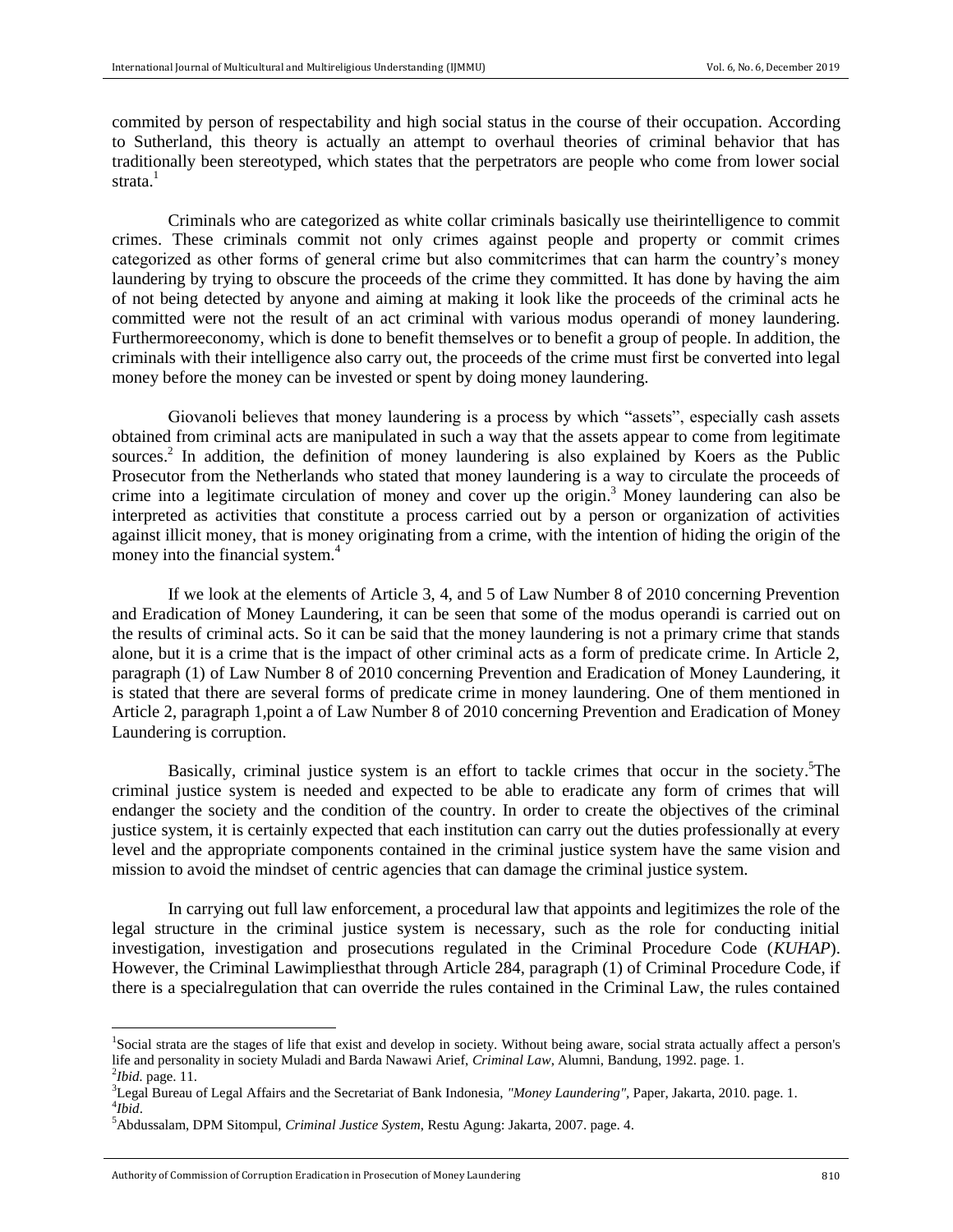commited by person of respectability and high social status in the course of their occupation. According to Sutherland, this theory is actually an attempt to overhaul theories of criminal behavior that has traditionally been stereotyped, which states that the perpetrators are people who come from lower social strata.[1]

Criminals who are categorized as white collar criminals basically use theirintelligence to commit crimes. These criminals commit not only crimes against people and property or commit crimes categorized as other forms of general crime but also commitcrimes that can harm the country's money laundering by trying to obscure the proceeds of the crime they committed. It has done by having the aim of not being detected by anyone and aiming at making it look like the proceeds of the criminal acts he committed were not the result of an act criminal with various modus operandi of money laundering. Furthermoreeconomy, which is done to benefit themselves or to benefit a group of people. In addition, the criminals with their intelligence also carry out, the proceeds of the crime must first be converted into legal money before the money can be invested or spent by doing money laundering.

Giovanoli believes that money laundering is a process by which "assets", especially cash assets obtained from criminal acts are manipulated in such a way that the assets appear to come from legitimate sources.[2] In addition, the definition of money laundering is also explained by Koers as the Public Prosecutor from the Netherlands who stated that money laundering is a way to circulate the proceeds of crime into a legitimate circulation of money and cover up the origin.[3] Money laundering can also be interpreted as activities that constitute a process carried out by a person or organization of activities against illicit money, that is money originating from a crime, with the intention of hiding the origin of the money into the financial system.[4]

If we look at the elements of Article 3, 4, and 5 of Law Number 8 of 2010 concerning Prevention and Eradication of Money Laundering, it can be seen that some of the modus operandi is carried out on the results of criminal acts. So it can be said that the money laundering is not a primary crime that stands alone, but it is a crime that is the impact of other criminal acts as a form of predicate crime. In Article 2, paragraph (1) of Law Number 8 of 2010 concerning Prevention and Eradication of Money Laundering, it is stated that there are several forms of predicate crime in money laundering. One of them mentioned in Article 2, paragraph 1,point a of Law Number 8 of 2010 concerning Prevention and Eradication of Money Laundering is corruption.

Basically, criminal justice system is an effort to tackle crimes that occur in the society.[5]The criminal justice system is needed and expected to be able to eradicate any form of crimes that will endanger the society and the condition of the country. In order to create the objectives of the criminal justice system, it is certainly expected that each institution can carry out the duties professionally at every level and the appropriate components contained in the criminal justice system have the same vision and mission to avoid the mindset of centric agencies that can damage the criminal justice system.

In carrying out full law enforcement, a procedural law that appoints and legitimizes the role of the legal structure in the criminal justice system is necessary, such as the role for conducting initial investigation, investigation and prosecutions regulated in the Criminal Procedure Code (*KUHAP*). However, the Criminal Lawimpliesthat through Article 284, paragraph (1) of Criminal Procedure Code, if there is a specialregulation that can override the rules contained in the Criminal Law, the rules contained

---

[1]Social strata are the stages of life that exist and develop in society. Without being aware, social strata actually affect a person's life and personality in society Muladi and Barda Nawawi Arief, *Criminal Law*, Alumni, Bandung, 1992. page. 1.

[2]*Ibid.* page. 11.

[3]Legal Bureau of Legal Affairs and the Secretariat of Bank Indonesia, *"Money Laundering"*, Paper, Jakarta, 2010. page. 1.

[4]*Ibid*.

[5]Abdussalam, DPM Sitompul, *Criminal Justice System*, Restu Agung: Jakarta, 2007. page. 4.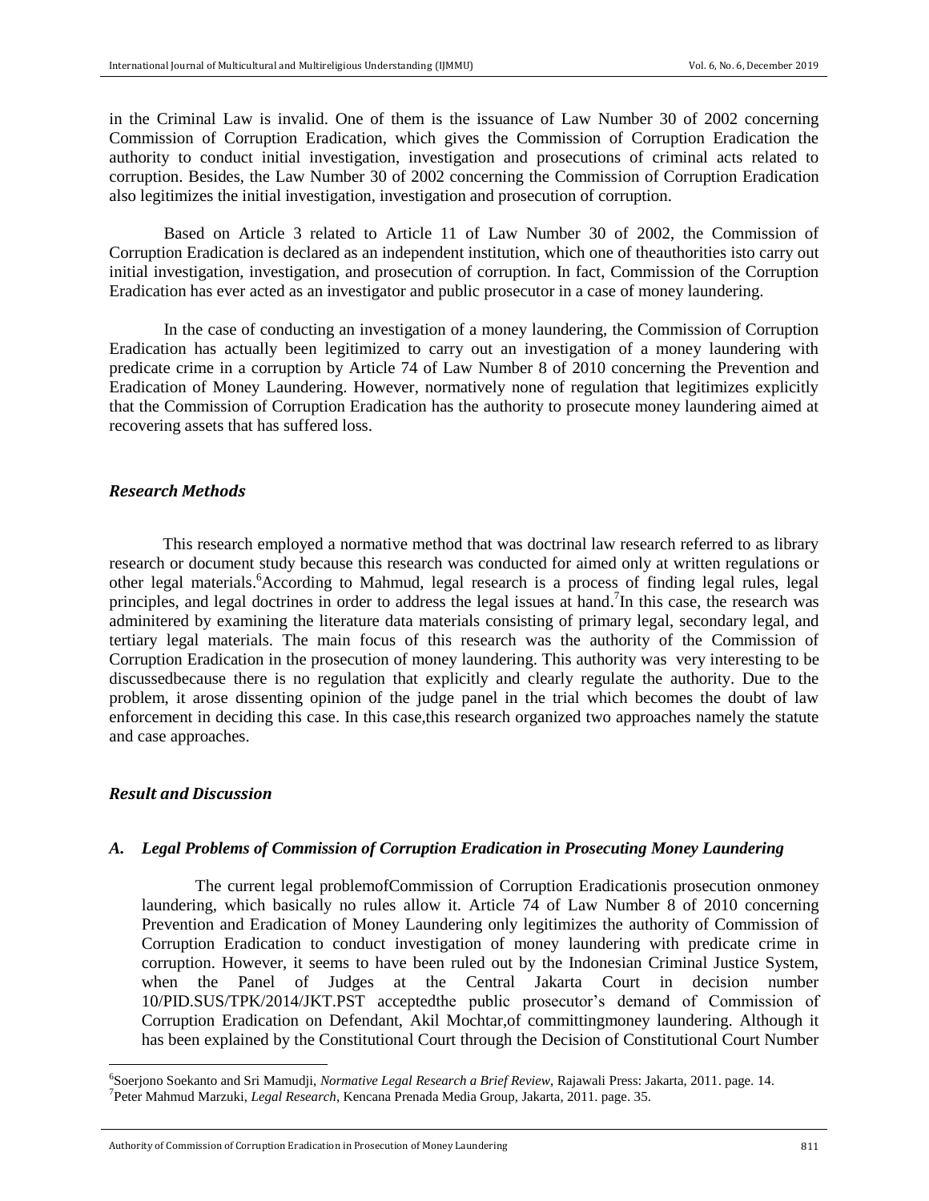in the Criminal Law is invalid. One of them is the issuance of Law Number 30 of 2002 concerning Commission of Corruption Eradication, which gives the Commission of Corruption Eradication the authority to conduct initial investigation, investigation and prosecutions of criminal acts related to corruption. Besides, the Law Number 30 of 2002 concerning the Commission of Corruption Eradication also legitimizes the initial investigation, investigation and prosecution of corruption.

Based on Article 3 related to Article 11 of Law Number 30 of 2002, the Commission of Corruption Eradication is declared as an independent institution, which one of theauthorities isto carry out initial investigation, investigation, and prosecution of corruption. In fact, Commission of the Corruption Eradication has ever acted as an investigator and public prosecutor in a case of money laundering.

In the case of conducting an investigation of a money laundering, the Commission of Corruption Eradication has actually been legitimized to carry out an investigation of a money laundering with predicate crime in a corruption by Article 74 of Law Number 8 of 2010 concerning the Prevention and Eradication of Money Laundering. However, normatively none of regulation that legitimizes explicitly that the Commission of Corruption Eradication has the authority to prosecute money laundering aimed at recovering assets that has suffered loss.

### *Research Methods*

This research employed a normative method that was doctrinal law research referred to as library research or document study because this research was conducted for aimed only at written regulations or other legal materials.[6]According to Mahmud, legal research is a process of finding legal rules, legal principles, and legal doctrines in order to address the legal issues at hand.[7]In this case, the research was adminitered by examining the literature data materials consisting of primary legal, secondary legal, and tertiary legal materials. The main focus of this research was the authority of the Commission of Corruption Eradication in the prosecution of money laundering. This authority was very interesting to be discussedbecause there is no regulation that explicitly and clearly regulate the authority. Due to the problem, it arose dissenting opinion of the judge panel in the trial which becomes the doubt of law enforcement in deciding this case. In this case,this research organized two approaches namely the statute and case approaches.

### *Result and Discussion*

#### *A. Legal Problems of Commission of Corruption Eradication in Prosecuting Money Laundering*

The current legal problemofCommission of Corruption Eradicationis prosecution onmoney laundering, which basically no rules allow it. Article 74 of Law Number 8 of 2010 concerning Prevention and Eradication of Money Laundering only legitimizes the authority of Commission of Corruption Eradication to conduct investigation of money laundering with predicate crime in corruption. However, it seems to have been ruled out by the Indonesian Criminal Justice System, when the Panel of Judges at the Central Jakarta Court in decision number 10/PID.SUS/TPK/2014/JKT.PST acceptedthe public prosecutor's demand of Commission of Corruption Eradication on Defendant, Akil Mochtar,of committingmoney laundering. Although it has been explained by the Constitutional Court through the Decision of Constitutional Court Number

---

[6]Soerjono Soekanto and Sri Mamudji, *Normative Legal Research a Brief Review*, Rajawali Press: Jakarta, 2011. page. 14.

[7]Peter Mahmud Marzuki, *Legal Research*, Kencana Prenada Media Group, Jakarta, 2011. page. 35.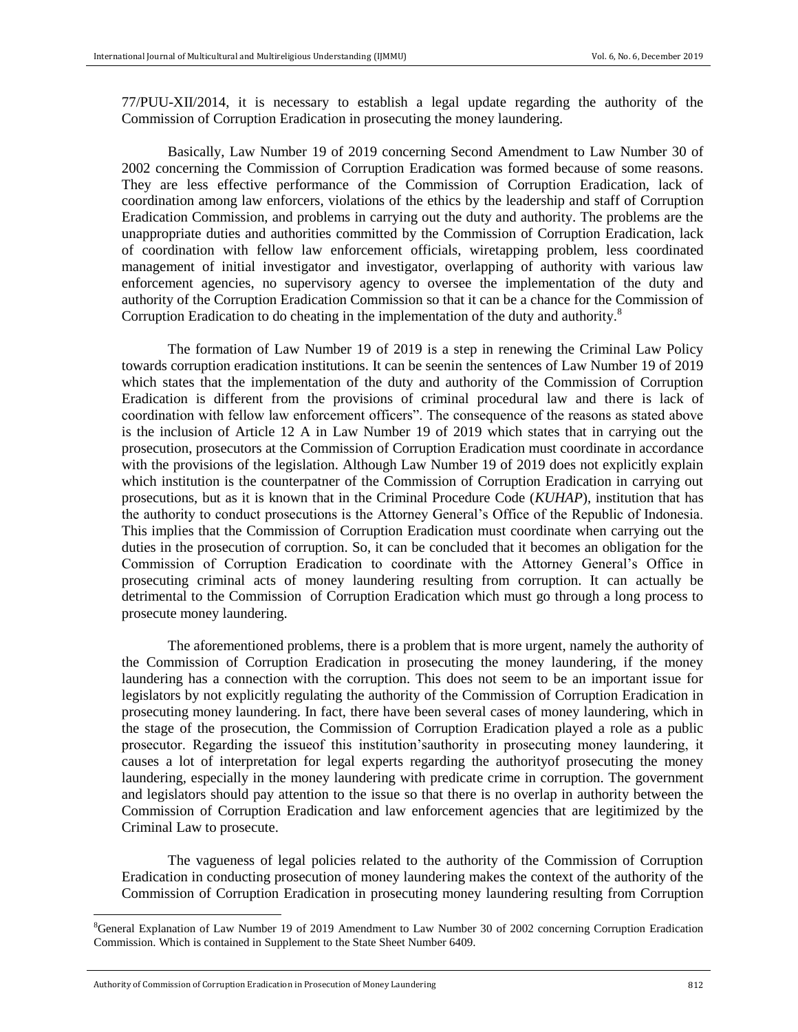77/PUU-XII/2014, it is necessary to establish a legal update regarding the authority of the Commission of Corruption Eradication in prosecuting the money laundering.

Basically, Law Number 19 of 2019 concerning Second Amendment to Law Number 30 of 2002 concerning the Commission of Corruption Eradication was formed because of some reasons. They are less effective performance of the Commission of Corruption Eradication, lack of coordination among law enforcers, violations of the ethics by the leadership and staff of Corruption Eradication Commission, and problems in carrying out the duty and authority. The problems are the unappropriate duties and authorities committed by the Commission of Corruption Eradication, lack of coordination with fellow law enforcement officials, wiretapping problem, less coordinated management of initial investigator and investigator, overlapping of authority with various law enforcement agencies, no supervisory agency to oversee the implementation of the duty and authority of the Corruption Eradication Commission so that it can be a chance for the Commission of Corruption Eradication to do cheating in the implementation of the duty and authority.[8]

The formation of Law Number 19 of 2019 is a step in renewing the Criminal Law Policy towards corruption eradication institutions. It can be seenin the sentences of Law Number 19 of 2019 which states that the implementation of the duty and authority of the Commission of Corruption Eradication is different from the provisions of criminal procedural law and there is lack of coordination with fellow law enforcement officers". The consequence of the reasons as stated above is the inclusion of Article 12 A in Law Number 19 of 2019 which states that in carrying out the prosecution, prosecutors at the Commission of Corruption Eradication must coordinate in accordance with the provisions of the legislation. Although Law Number 19 of 2019 does not explicitly explain which institution is the counterpatner of the Commission of Corruption Eradication in carrying out prosecutions, but as it is known that in the Criminal Procedure Code (*KUHAP*), institution that has the authority to conduct prosecutions is the Attorney General's Office of the Republic of Indonesia. This implies that the Commission of Corruption Eradication must coordinate when carrying out the duties in the prosecution of corruption. So, it can be concluded that it becomes an obligation for the Commission of Corruption Eradication to coordinate with the Attorney General's Office in prosecuting criminal acts of money laundering resulting from corruption. It can actually be detrimental to the Commission of Corruption Eradication which must go through a long process to prosecute money laundering.

The aforementioned problems, there is a problem that is more urgent, namely the authority of the Commission of Corruption Eradication in prosecuting the money laundering, if the money laundering has a connection with the corruption. This does not seem to be an important issue for legislators by not explicitly regulating the authority of the Commission of Corruption Eradication in prosecuting money laundering. In fact, there have been several cases of money laundering, which in the stage of the prosecution, the Commission of Corruption Eradication played a role as a public prosecutor. Regarding the issueof this institution'sauthority in prosecuting money laundering, it causes a lot of interpretation for legal experts regarding the authorityof prosecuting the money laundering, especially in the money laundering with predicate crime in corruption. The government and legislators should pay attention to the issue so that there is no overlap in authority between the Commission of Corruption Eradication and law enforcement agencies that are legitimized by the Criminal Law to prosecute.

The vagueness of legal policies related to the authority of the Commission of Corruption Eradication in conducting prosecution of money laundering makes the context of the authority of the Commission of Corruption Eradication in prosecuting money laundering resulting from Corruption

---

[8]General Explanation of Law Number 19 of 2019 Amendment to Law Number 30 of 2002 concerning Corruption Eradication Commission. Which is contained in Supplement to the State Sheet Number 6409.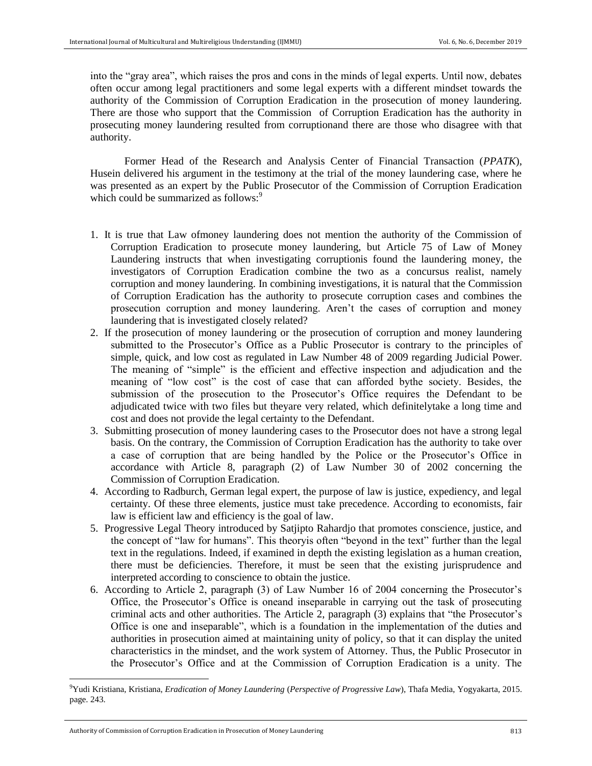into the "gray area", which raises the pros and cons in the minds of legal experts. Until now, debates often occur among legal practitioners and some legal experts with a different mindset towards the authority of the Commission of Corruption Eradication in the prosecution of money laundering. There are those who support that the Commission of Corruption Eradication has the authority in prosecuting money laundering resulted from corruptionand there are those who disagree with that authority.

Former Head of the Research and Analysis Center of Financial Transaction (*PPATK*), Husein delivered his argument in the testimony at the trial of the money laundering case, where he was presented as an expert by the Public Prosecutor of the Commission of Corruption Eradication which could be summarized as follows:[9]

1. It is true that Law ofmoney laundering does not mention the authority of the Commission of Corruption Eradication to prosecute money laundering, but Article 75 of Law of Money Laundering instructs that when investigating corruptionis found the laundering money, the investigators of Corruption Eradication combine the two as a concursus realist, namely corruption and money laundering. In combining investigations, it is natural that the Commission of Corruption Eradication has the authority to prosecute corruption cases and combines the prosecution corruption and money laundering. Aren't the cases of corruption and money laundering that is investigated closely related?
2. If the prosecution of money laundering or the prosecution of corruption and money laundering submitted to the Prosecutor's Office as a Public Prosecutor is contrary to the principles of simple, quick, and low cost as regulated in Law Number 48 of 2009 regarding Judicial Power. The meaning of "simple" is the efficient and effective inspection and adjudication and the meaning of "low cost" is the cost of case that can afforded bythe society. Besides, the submission of the prosecution to the Prosecutor's Office requires the Defendant to be adjudicated twice with two files but theyare very related, which definitelytake a long time and cost and does not provide the legal certainty to the Defendant.
3. Submitting prosecution of money laundering cases to the Prosecutor does not have a strong legal basis. On the contrary, the Commission of Corruption Eradication has the authority to take over a case of corruption that are being handled by the Police or the Prosecutor's Office in accordance with Article 8, paragraph (2) of Law Number 30 of 2002 concerning the Commission of Corruption Eradication.
4. According to Radburch, German legal expert, the purpose of law is justice, expediency, and legal certainty. Of these three elements, justice must take precedence. According to economists, fair law is efficient law and efficiency is the goal of law.
5. Progressive Legal Theory introduced by Satjipto Rahardjo that promotes conscience, justice, and the concept of "law for humans". This theoryis often "beyond in the text" further than the legal text in the regulations. Indeed, if examined in depth the existing legislation as a human creation, there must be deficiencies. Therefore, it must be seen that the existing jurisprudence and interpreted according to conscience to obtain the justice.
6. According to Article 2, paragraph (3) of Law Number 16 of 2004 concerning the Prosecutor's Office, the Prosecutor's Office is oneand inseparable in carrying out the task of prosecuting criminal acts and other authorities. The Article 2, paragraph (3) explains that "the Prosecutor's Office is one and inseparable", which is a foundation in the implementation of the duties and authorities in prosecution aimed at maintaining unity of policy, so that it can display the united characteristics in the mindset, and the work system of Attorney. Thus, the Public Prosecutor in the Prosecutor's Office and at the Commission of Corruption Eradication is a unity. The

---

[9] Yudi Kristiana, Kristiana, *Eradication of Money Laundering* (*Perspective of Progressive Law*), Thafa Media, Yogyakarta, 2015. page. 243.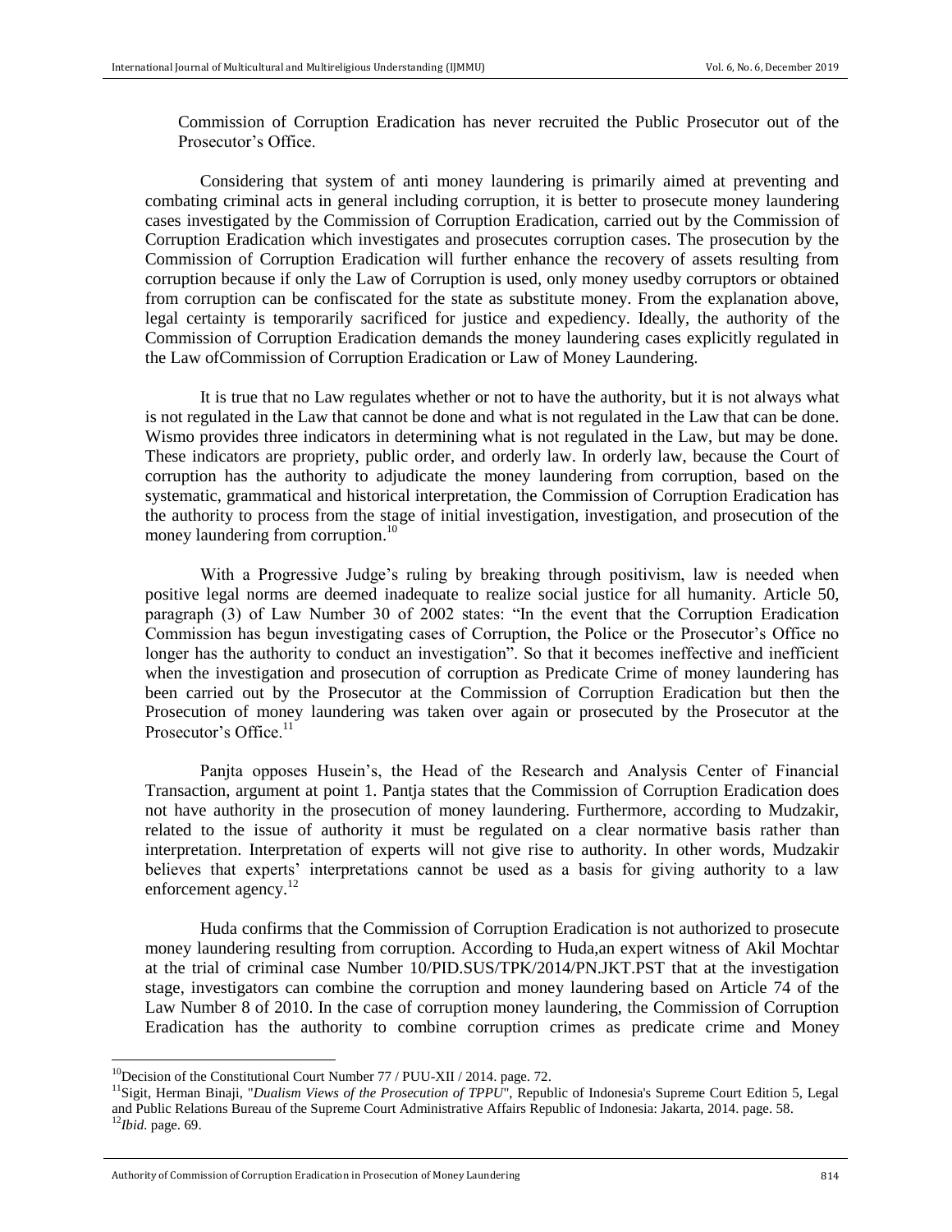Commission of Corruption Eradication has never recruited the Public Prosecutor out of the Prosecutor's Office.

Considering that system of anti money laundering is primarily aimed at preventing and combating criminal acts in general including corruption, it is better to prosecute money laundering cases investigated by the Commission of Corruption Eradication, carried out by the Commission of Corruption Eradication which investigates and prosecutes corruption cases. The prosecution by the Commission of Corruption Eradication will further enhance the recovery of assets resulting from corruption because if only the Law of Corruption is used, only money usedby corruptors or obtained from corruption can be confiscated for the state as substitute money. From the explanation above, legal certainty is temporarily sacrificed for justice and expediency. Ideally, the authority of the Commission of Corruption Eradication demands the money laundering cases explicitly regulated in the Law ofCommission of Corruption Eradication or Law of Money Laundering.

It is true that no Law regulates whether or not to have the authority, but it is not always what is not regulated in the Law that cannot be done and what is not regulated in the Law that can be done. Wismo provides three indicators in determining what is not regulated in the Law, but may be done. These indicators are propriety, public order, and orderly law. In orderly law, because the Court of corruption has the authority to adjudicate the money laundering from corruption, based on the systematic, grammatical and historical interpretation, the Commission of Corruption Eradication has the authority to process from the stage of initial investigation, investigation, and prosecution of the money laundering from corruption.[10]

With a Progressive Judge's ruling by breaking through positivism, law is needed when positive legal norms are deemed inadequate to realize social justice for all humanity. Article 50, paragraph (3) of Law Number 30 of 2002 states: "In the event that the Corruption Eradication Commission has begun investigating cases of Corruption, the Police or the Prosecutor's Office no longer has the authority to conduct an investigation". So that it becomes ineffective and inefficient when the investigation and prosecution of corruption as Predicate Crime of money laundering has been carried out by the Prosecutor at the Commission of Corruption Eradication but then the Prosecution of money laundering was taken over again or prosecuted by the Prosecutor at the Prosecutor's Office.[11]

Panjta opposes Husein's, the Head of the Research and Analysis Center of Financial Transaction, argument at point 1. Pantja states that the Commission of Corruption Eradication does not have authority in the prosecution of money laundering. Furthermore, according to Mudzakir, related to the issue of authority it must be regulated on a clear normative basis rather than interpretation. Interpretation of experts will not give rise to authority. In other words, Mudzakir believes that experts' interpretations cannot be used as a basis for giving authority to a law enforcement agency.[12]

Huda confirms that the Commission of Corruption Eradication is not authorized to prosecute money laundering resulting from corruption. According to Huda,an expert witness of Akil Mochtar at the trial of criminal case Number 10/PID.SUS/TPK/2014/PN.JKT.PST that at the investigation stage, investigators can combine the corruption and money laundering based on Article 74 of the Law Number 8 of 2010. In the case of corruption money laundering, the Commission of Corruption Eradication has the authority to combine corruption crimes as predicate crime and Money

---

[10] Decision of the Constitutional Court Number 77 / PUU-XII / 2014. page. 72.

[11] Sigit, Herman Binaji, "*Dualism Views of the Prosecution of TPPU*", Republic of Indonesia's Supreme Court Edition 5, Legal and Public Relations Bureau of the Supreme Court Administrative Affairs Republic of Indonesia: Jakarta, 2014. page. 58.

[12] *Ibid*. page. 69.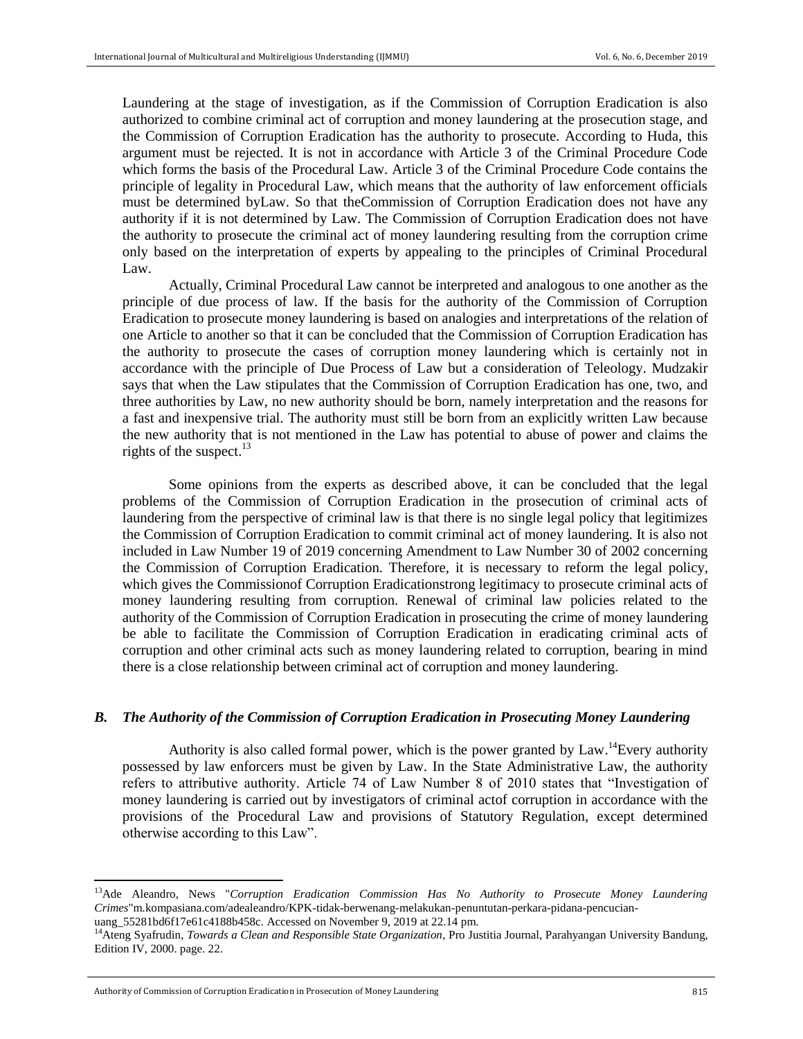Laundering at the stage of investigation, as if the Commission of Corruption Eradication is also authorized to combine criminal act of corruption and money laundering at the prosecution stage, and the Commission of Corruption Eradication has the authority to prosecute. According to Huda, this argument must be rejected. It is not in accordance with Article 3 of the Criminal Procedure Code which forms the basis of the Procedural Law. Article 3 of the Criminal Procedure Code contains the principle of legality in Procedural Law, which means that the authority of law enforcement officials must be determined byLaw. So that theCommission of Corruption Eradication does not have any authority if it is not determined by Law. The Commission of Corruption Eradication does not have the authority to prosecute the criminal act of money laundering resulting from the corruption crime only based on the interpretation of experts by appealing to the principles of Criminal Procedural Law.

Actually, Criminal Procedural Law cannot be interpreted and analogous to one another as the principle of due process of law. If the basis for the authority of the Commission of Corruption Eradication to prosecute money laundering is based on analogies and interpretations of the relation of one Article to another so that it can be concluded that the Commission of Corruption Eradication has the authority to prosecute the cases of corruption money laundering which is certainly not in accordance with the principle of Due Process of Law but a consideration of Teleology. Mudzakir says that when the Law stipulates that the Commission of Corruption Eradication has one, two, and three authorities by Law, no new authority should be born, namely interpretation and the reasons for a fast and inexpensive trial. The authority must still be born from an explicitly written Law because the new authority that is not mentioned in the Law has potential to abuse of power and claims the rights of the suspect.[13]

Some opinions from the experts as described above, it can be concluded that the legal problems of the Commission of Corruption Eradication in the prosecution of criminal acts of laundering from the perspective of criminal law is that there is no single legal policy that legitimizes the Commission of Corruption Eradication to commit criminal act of money laundering. It is also not included in Law Number 19 of 2019 concerning Amendment to Law Number 30 of 2002 concerning the Commission of Corruption Eradication. Therefore, it is necessary to reform the legal policy, which gives the Commissionof Corruption Eradicationstrong legitimacy to prosecute criminal acts of money laundering resulting from corruption. Renewal of criminal law policies related to the authority of the Commission of Corruption Eradication in prosecuting the crime of money laundering be able to facilitate the Commission of Corruption Eradication in eradicating criminal acts of corruption and other criminal acts such as money laundering related to corruption, bearing in mind there is a close relationship between criminal act of corruption and money laundering.

### *B. The Authority of the Commission of Corruption Eradication in Prosecuting Money Laundering*

Authority is also called formal power, which is the power granted by Law.[14]Every authority possessed by law enforcers must be given by Law. In the State Administrative Law, the authority refers to attributive authority. Article 74 of Law Number 8 of 2010 states that "Investigation of money laundering is carried out by investigators of criminal actof corruption in accordance with the provisions of the Procedural Law and provisions of Statutory Regulation, except determined otherwise according to this Law".

---

[13]Ade Aleandro, News "*Corruption Eradication Commission Has No Authority to Prosecute Money Laundering Crimes*"m.kompasiana.com/adealeandro/KPK-tidak-berwenang-melakukan-penuntutan-perkara-pidana-pencucian-uang_55281bd6f17e61c4188b458c. Accessed on November 9, 2019 at 22.14 pm.

[14]Ateng Syafrudin, *Towards a Clean and Responsible State Organization*, Pro Justitia Journal, Parahyangan University Bandung, Edition IV, 2000. page. 22.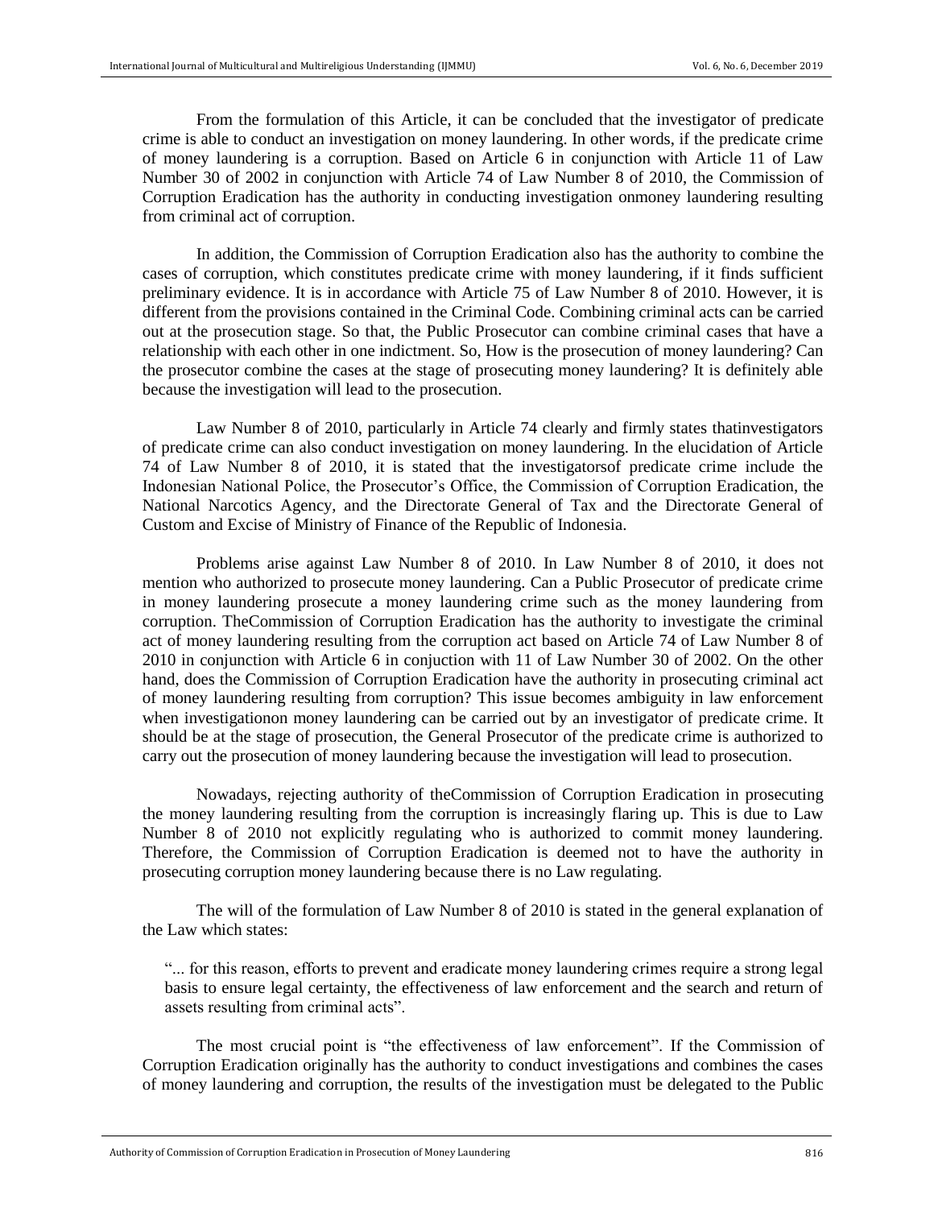From the formulation of this Article, it can be concluded that the investigator of predicate crime is able to conduct an investigation on money laundering. In other words, if the predicate crime of money laundering is a corruption. Based on Article 6 in conjunction with Article 11 of Law Number 30 of 2002 in conjunction with Article 74 of Law Number 8 of 2010, the Commission of Corruption Eradication has the authority in conducting investigation onmoney laundering resulting from criminal act of corruption.

In addition, the Commission of Corruption Eradication also has the authority to combine the cases of corruption, which constitutes predicate crime with money laundering, if it finds sufficient preliminary evidence. It is in accordance with Article 75 of Law Number 8 of 2010. However, it is different from the provisions contained in the Criminal Code. Combining criminal acts can be carried out at the prosecution stage. So that, the Public Prosecutor can combine criminal cases that have a relationship with each other in one indictment. So, How is the prosecution of money laundering? Can the prosecutor combine the cases at the stage of prosecuting money laundering? It is definitely able because the investigation will lead to the prosecution.

Law Number 8 of 2010, particularly in Article 74 clearly and firmly states thatinvestigators of predicate crime can also conduct investigation on money laundering. In the elucidation of Article 74 of Law Number 8 of 2010, it is stated that the investigatorsof predicate crime include the Indonesian National Police, the Prosecutor's Office, the Commission of Corruption Eradication, the National Narcotics Agency, and the Directorate General of Tax and the Directorate General of Custom and Excise of Ministry of Finance of the Republic of Indonesia.

Problems arise against Law Number 8 of 2010. In Law Number 8 of 2010, it does not mention who authorized to prosecute money laundering. Can a Public Prosecutor of predicate crime in money laundering prosecute a money laundering crime such as the money laundering from corruption. TheCommission of Corruption Eradication has the authority to investigate the criminal act of money laundering resulting from the corruption act based on Article 74 of Law Number 8 of 2010 in conjunction with Article 6 in conjunction with 11 of Law Number 30 of 2002. On the other hand, does the Commission of Corruption Eradication have the authority in prosecuting criminal act of money laundering resulting from corruption? This issue becomes ambiguity in law enforcement when investigationon money laundering can be carried out by an investigator of predicate crime. It should be at the stage of prosecution, the General Prosecutor of the predicate crime is authorized to carry out the prosecution of money laundering because the investigation will lead to prosecution.

Nowadays, rejecting authority of theCommission of Corruption Eradication in prosecuting the money laundering resulting from the corruption is increasingly flaring up. This is due to Law Number 8 of 2010 not explicitly regulating who is authorized to commit money laundering. Therefore, the Commission of Corruption Eradication is deemed not to have the authority in prosecuting corruption money laundering because there is no Law regulating.

The will of the formulation of Law Number 8 of 2010 is stated in the general explanation of the Law which states:

> "... for this reason, efforts to prevent and eradicate money laundering crimes require a strong legal basis to ensure legal certainty, the effectiveness of law enforcement and the search and return of assets resulting from criminal acts".

The most crucial point is "the effectiveness of law enforcement". If the Commission of Corruption Eradication originally has the authority to conduct investigations and combines the cases of money laundering and corruption, the results of the investigation must be delegated to the Public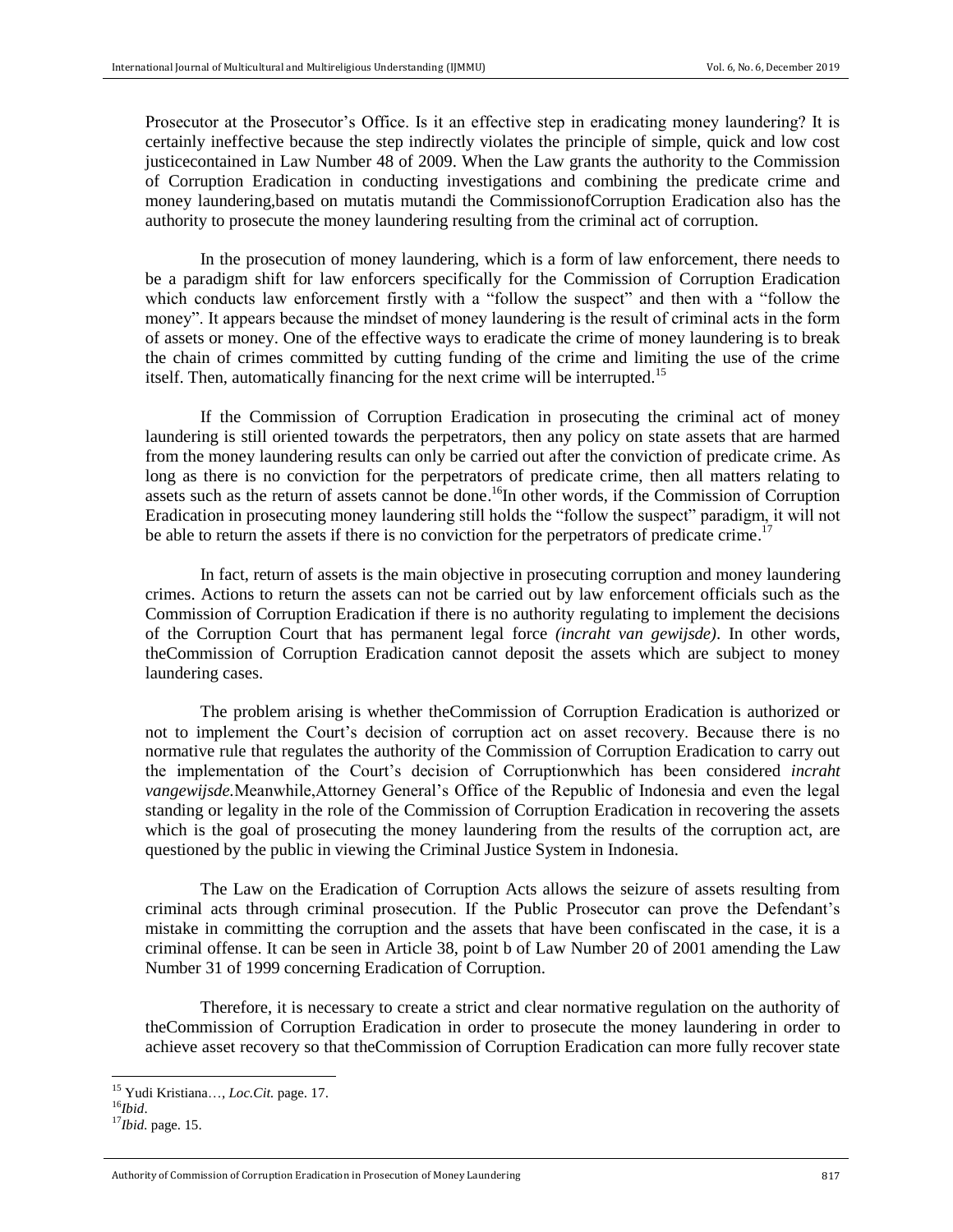Prosecutor at the Prosecutor's Office. Is it an effective step in eradicating money laundering? It is certainly ineffective because the step indirectly violates the principle of simple, quick and low cost justicecontained in Law Number 48 of 2009. When the Law grants the authority to the Commission of Corruption Eradication in conducting investigations and combining the predicate crime and money laundering,based on mutatis mutandi the CommissionofCorruption Eradication also has the authority to prosecute the money laundering resulting from the criminal act of corruption.

In the prosecution of money laundering, which is a form of law enforcement, there needs to be a paradigm shift for law enforcers specifically for the Commission of Corruption Eradication which conducts law enforcement firstly with a "follow the suspect" and then with a "follow the money". It appears because the mindset of money laundering is the result of criminal acts in the form of assets or money. One of the effective ways to eradicate the crime of money laundering is to break the chain of crimes committed by cutting funding of the crime and limiting the use of the crime itself. Then, automatically financing for the next crime will be interrupted.[15]

If the Commission of Corruption Eradication in prosecuting the criminal act of money laundering is still oriented towards the perpetrators, then any policy on state assets that are harmed from the money laundering results can only be carried out after the conviction of predicate crime. As long as there is no conviction for the perpetrators of predicate crime, then all matters relating to assets such as the return of assets cannot be done.[16]In other words, if the Commission of Corruption Eradication in prosecuting money laundering still holds the "follow the suspect" paradigm, it will not be able to return the assets if there is no conviction for the perpetrators of predicate crime.[17]

In fact, return of assets is the main objective in prosecuting corruption and money laundering crimes. Actions to return the assets can not be carried out by law enforcement officials such as the Commission of Corruption Eradication if there is no authority regulating to implement the decisions of the Corruption Court that has permanent legal force *(incraht van gewijsde)*. In other words, theCommission of Corruption Eradication cannot deposit the assets which are subject to money laundering cases.

The problem arising is whether theCommission of Corruption Eradication is authorized or not to implement the Court's decision of corruption act on asset recovery. Because there is no normative rule that regulates the authority of the Commission of Corruption Eradication to carry out the implementation of the Court's decision of Corruptionwhich has been considered *incraht vangewijsde.*Meanwhile,Attorney General's Office of the Republic of Indonesia and even the legal standing or legality in the role of the Commission of Corruption Eradication in recovering the assets which is the goal of prosecuting the money laundering from the results of the corruption act, are questioned by the public in viewing the Criminal Justice System in Indonesia.

The Law on the Eradication of Corruption Acts allows the seizure of assets resulting from criminal acts through criminal prosecution. If the Public Prosecutor can prove the Defendant's mistake in committing the corruption and the assets that have been confiscated in the case, it is a criminal offense. It can be seen in Article 38, point b of Law Number 20 of 2001 amending the Law Number 31 of 1999 concerning Eradication of Corruption.

Therefore, it is necessary to create a strict and clear normative regulation on the authority of theCommission of Corruption Eradication in order to prosecute the money laundering in order to achieve asset recovery so that theCommission of Corruption Eradication can more fully recover state

---

[15] Yudi Kristiana…, *Loc.Cit.* page. 17.

[16] *Ibid*.

[17] *Ibid.* page. 15.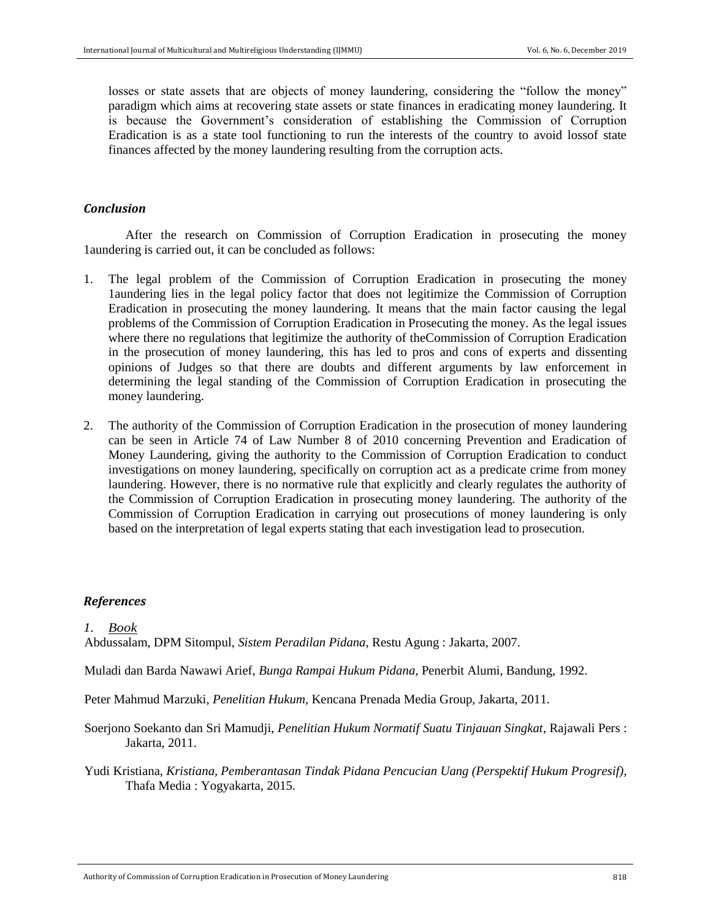losses or state assets that are objects of money laundering, considering the “follow the money” paradigm which aims at recovering state assets or state finances in eradicating money laundering. It is because the Government’s consideration of establishing the Commission of Corruption Eradication is as a state tool functioning to run the interests of the country to avoid lossof state finances affected by the money laundering resulting from the corruption acts.

### *Conclusion*

After the research on Commission of Corruption Eradication in prosecuting the money 1aundering is carried out, it can be concluded as follows:

1. The legal problem of the Commission of Corruption Eradication in prosecuting the money 1aundering lies in the legal policy factor that does not legitimize the Commission of Corruption Eradication in prosecuting the money laundering. It means that the main factor causing the legal problems of the Commission of Corruption Eradication in Prosecuting the money. As the legal issues where there no regulations that legitimize the authority of theCommission of Corruption Eradication in the prosecution of money laundering, this has led to pros and cons of experts and dissenting opinions of Judges so that there are doubts and different arguments by law enforcement in determining the legal standing of the Commission of Corruption Eradication in prosecuting the money laundering.

2. The authority of the Commission of Corruption Eradication in the prosecution of money laundering can be seen in Article 74 of Law Number 8 of 2010 concerning Prevention and Eradication of Money Laundering, giving the authority to the Commission of Corruption Eradication to conduct investigations on money laundering, specifically on corruption act as a predicate crime from money laundering. However, there is no normative rule that explicitly and clearly regulates the authority of the Commission of Corruption Eradication in prosecuting money laundering. The authority of the Commission of Corruption Eradication in carrying out prosecutions of money laundering is only based on the interpretation of legal experts stating that each investigation lead to prosecution.

### *References*

*1. Book*

Abdussalam, DPM Sitompul, *Sistem Peradilan Pidana,* Restu Agung : Jakarta, 2007.

Muladi dan Barda Nawawi Arief, *Bunga Rampai Hukum Pidana,* Penerbit Alumi, Bandung, 1992.

Peter Mahmud Marzuki, *Penelitian Hukum,* Kencana Prenada Media Group, Jakarta, 2011.

Soerjono Soekanto dan Sri Mamudji, *Penelitian Hukum Normatif Suatu Tinjauan Singkat*, Rajawali Pers : Jakarta, 2011.

Yudi Kristiana, *Kristiana, Pemberantasan Tindak Pidana Pencucian Uang (Perspektif Hukum Progresif),* Thafa Media : Yogyakarta, 2015.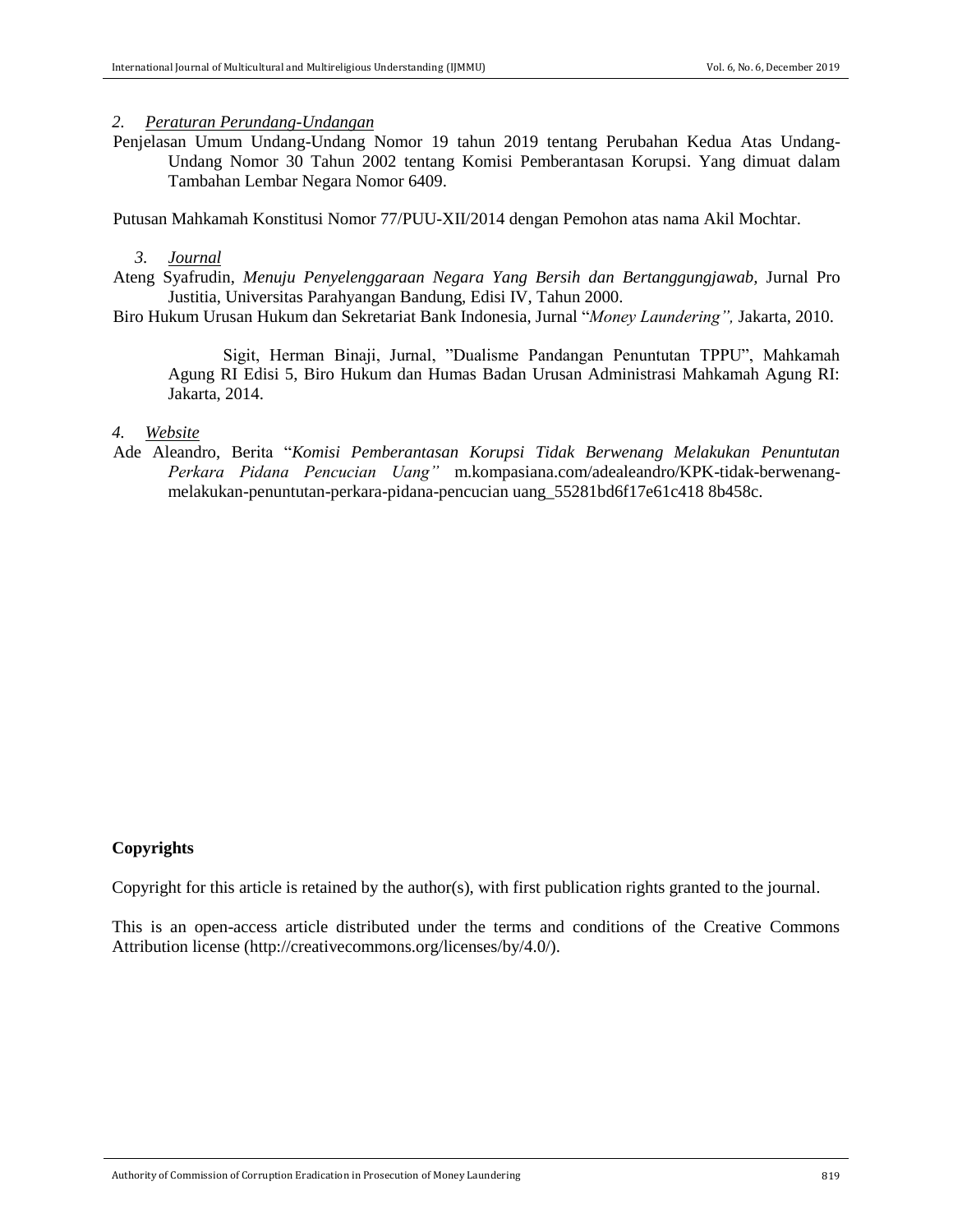*2. Peraturan Perundang-Undangan*

Penjelasan Umum Undang-Undang Nomor 19 tahun 2019 tentang Perubahan Kedua Atas Undang-Undang Nomor 30 Tahun 2002 tentang Komisi Pemberantasan Korupsi. Yang dimuat dalam Tambahan Lembar Negara Nomor 6409.

Putusan Mahkamah Konstitusi Nomor 77/PUU-XII/2014 dengan Pemohon atas nama Akil Mochtar.

*3. Journal*

Ateng Syafrudin, *Menuju Penyelenggaraan Negara Yang Bersih dan Bertanggungjawab,* Jurnal Pro Justitia, Universitas Parahyangan Bandung, Edisi IV, Tahun 2000.

Biro Hukum Urusan Hukum dan Sekretariat Bank Indonesia, Jurnal "*Money Laundering",* Jakarta, 2010.

Sigit, Herman Binaji, Jurnal, "Dualisme Pandangan Penuntutan TPPU", Mahkamah Agung RI Edisi 5, Biro Hukum dan Humas Badan Urusan Administrasi Mahkamah Agung RI: Jakarta, 2014.

*4. Website*

Ade Aleandro, Berita "*Komisi Pemberantasan Korupsi Tidak Berwenang Melakukan Penuntutan Perkara Pidana Pencucian Uang"* m.kompasiana.com/adealeandro/KPK-tidak-berwenang-melakukan-penuntutan-perkara-pidana-pencucian uang_55281bd6f17e61c418 8b458c.

**Copyrights**

Copyright for this article is retained by the author(s), with first publication rights granted to the journal.

This is an open-access article distributed under the terms and conditions of the Creative Commons Attribution license (http://creativecommons.org/licenses/by/4.0/).